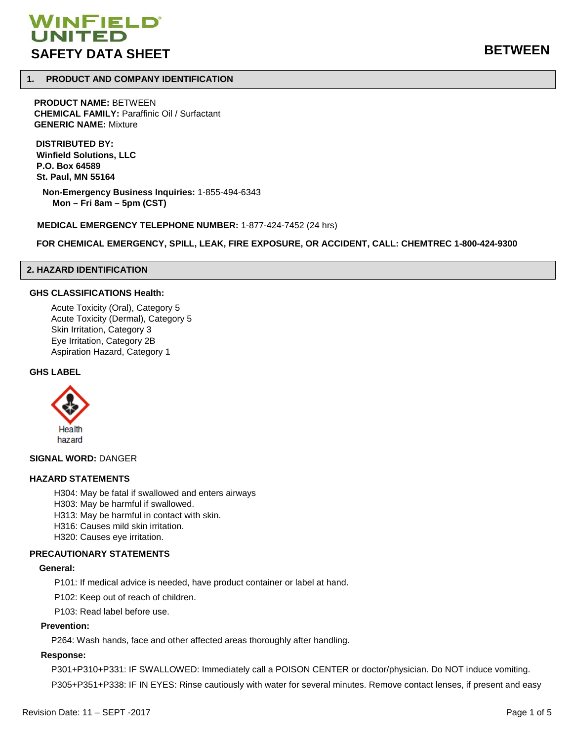# WINFIELD UNITED

# SAFETY DATA SHEET

# BETWEEN

## 1. PRODUCT AND COMPANY IDENTIFICATION

**PRODUCT NAME:** BETWEEN
**CHEMICAL FAMILY:** Paraffinic Oil / Surfactant
**GENERIC NAME:** Mixture

**DISTRIBUTED BY:**
**Winfield Solutions, LLC**
**P.O. Box 64589**
**St. Paul, MN 55164**

**Non-Emergency Business Inquiries:** 1-855-494-6343
**Mon – Fri 8am – 5pm (CST)**

**MEDICAL EMERGENCY TELEPHONE NUMBER:** 1-877-424-7452 (24 hrs)

**FOR CHEMICAL EMERGENCY, SPILL, LEAK, FIRE EXPOSURE, OR ACCIDENT, CALL: CHEMTREC 1-800-424-9300**

## 2. HAZARD IDENTIFICATION

**GHS CLASSIFICATIONS Health:**

Acute Toxicity (Oral), Category 5
Acute Toxicity (Dermal), Category 5
Skin Irritation, Category 3
Eye Irritation, Category 2B
Aspiration Hazard, Category 1

**GHS LABEL**

Health hazard

**SIGNAL WORD:** DANGER

**HAZARD STATEMENTS**

H304: May be fatal if swallowed and enters airways
H303: May be harmful if swallowed.
H313: May be harmful in contact with skin.
H316: Causes mild skin irritation.
H320: Causes eye irritation.

**PRECAUTIONARY STATEMENTS**

**General:**

P101: If medical advice is needed, have product container or label at hand.

P102: Keep out of reach of children.

P103: Read label before use.

**Prevention:**

P264: Wash hands, face and other affected areas thoroughly after handling.

**Response:**

P301+P310+P331: IF SWALLOWED: Immediately call a POISON CENTER or doctor/physician. Do NOT induce vomiting.

P305+P351+P338: IF IN EYES: Rinse cautiously with water for several minutes. Remove contact lenses, if present and easy

Revision Date: 11 – SEPT -2017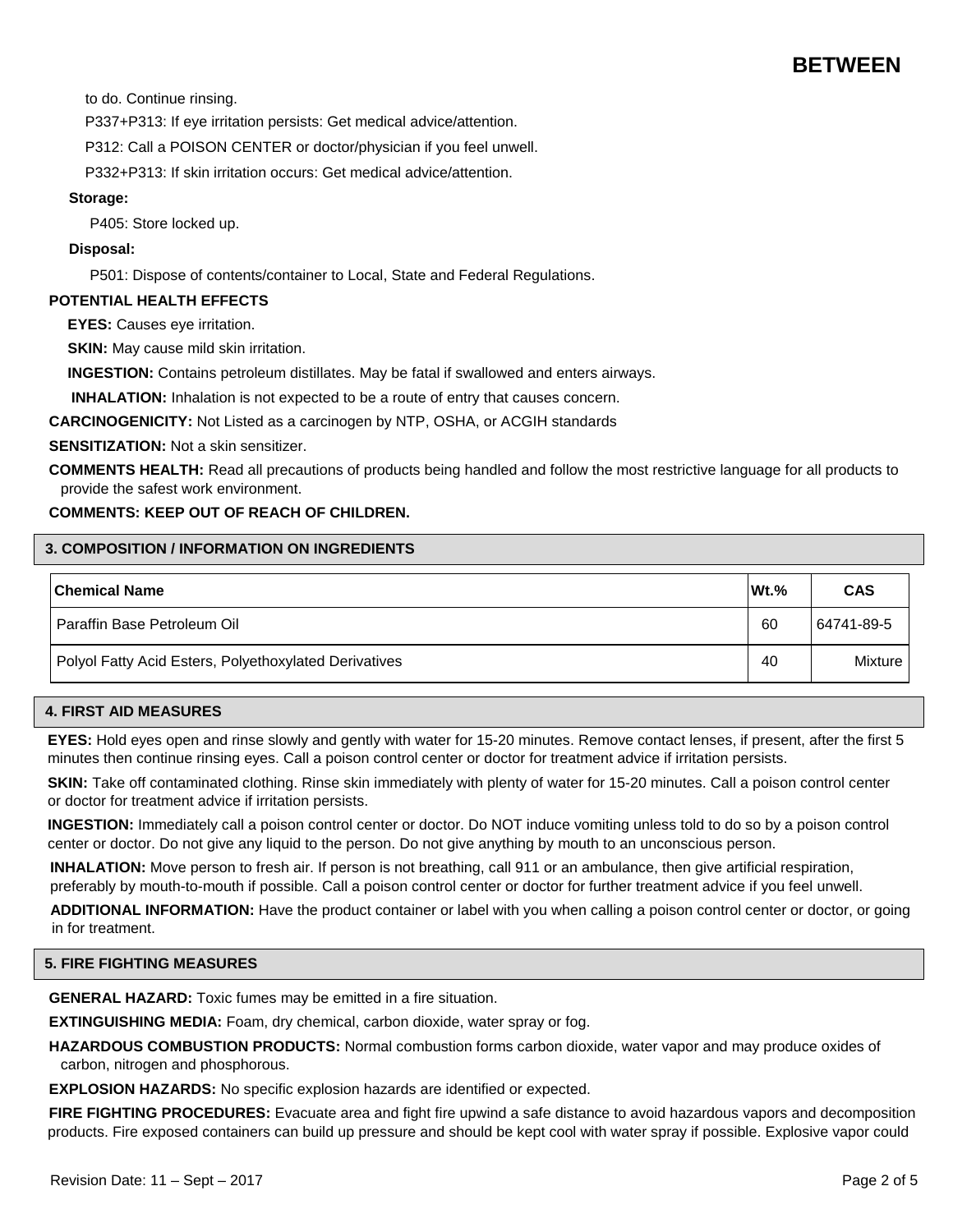to do. Continue rinsing.

P337+P313: If eye irritation persists: Get medical advice/attention.

P312: Call a POISON CENTER or doctor/physician if you feel unwell.

P332+P313: If skin irritation occurs: Get medical advice/attention.

**Storage:**

P405: Store locked up.

**Disposal:**

P501: Dispose of contents/container to Local, State and Federal Regulations.

**POTENTIAL HEALTH EFFECTS**

**EYES:** Causes eye irritation.

**SKIN:** May cause mild skin irritation.

**INGESTION:** Contains petroleum distillates. May be fatal if swallowed and enters airways.

**INHALATION:** Inhalation is not expected to be a route of entry that causes concern.

**CARCINOGENICITY:** Not Listed as a carcinogen by NTP, OSHA, or ACGIH standards

**SENSITIZATION:** Not a skin sensitizer.

**COMMENTS HEALTH:** Read all precautions of products being handled and follow the most restrictive language for all products to provide the safest work environment.

**COMMENTS: KEEP OUT OF REACH OF CHILDREN.**

## 3. COMPOSITION / INFORMATION ON INGREDIENTS

| Chemical Name | Wt.% | CAS |
|---|---|---|
| Paraffin Base Petroleum Oil | 60 | 64741-89-5 |
| Polyol Fatty Acid Esters, Polyethoxylated Derivatives | 40 | Mixture |

## 4. FIRST AID MEASURES

**EYES:** Hold eyes open and rinse slowly and gently with water for 15-20 minutes. Remove contact lenses, if present, after the first 5 minutes then continue rinsing eyes. Call a poison control center or doctor for treatment advice if irritation persists.

**SKIN:** Take off contaminated clothing. Rinse skin immediately with plenty of water for 15-20 minutes. Call a poison control center or doctor for treatment advice if irritation persists.

**INGESTION:** Immediately call a poison control center or doctor. Do NOT induce vomiting unless told to do so by a poison control center or doctor. Do not give any liquid to the person. Do not give anything by mouth to an unconscious person.

**INHALATION:** Move person to fresh air. If person is not breathing, call 911 or an ambulance, then give artificial respiration, preferably by mouth-to-mouth if possible. Call a poison control center or doctor for further treatment advice if you feel unwell.

**ADDITIONAL INFORMATION:** Have the product container or label with you when calling a poison control center or doctor, or going in for treatment.

## 5. FIRE FIGHTING MEASURES

**GENERAL HAZARD:** Toxic fumes may be emitted in a fire situation.

**EXTINGUISHING MEDIA:** Foam, dry chemical, carbon dioxide, water spray or fog.

**HAZARDOUS COMBUSTION PRODUCTS:** Normal combustion forms carbon dioxide, water vapor and may produce oxides of carbon, nitrogen and phosphorous.

**EXPLOSION HAZARDS:** No specific explosion hazards are identified or expected.

**FIRE FIGHTING PROCEDURES:** Evacuate area and fight fire upwind a safe distance to avoid hazardous vapors and decomposition products. Fire exposed containers can build up pressure and should be kept cool with water spray if possible. Explosive vapor could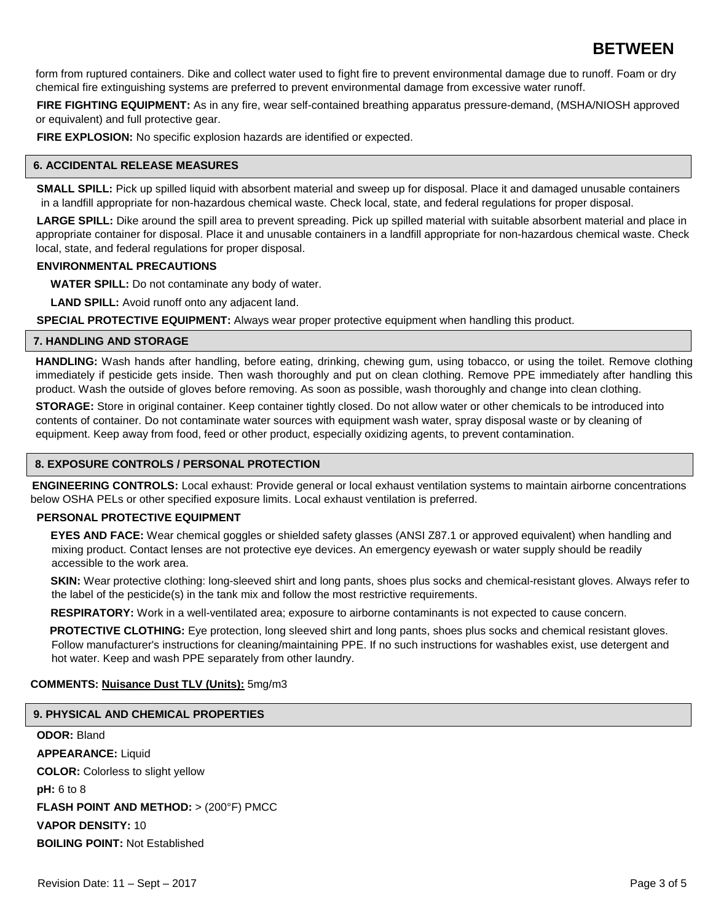form from ruptured containers. Dike and collect water used to fight fire to prevent environmental damage due to runoff. Foam or dry chemical fire extinguishing systems are preferred to prevent environmental damage from excessive water runoff.

**FIRE FIGHTING EQUIPMENT:** As in any fire, wear self-contained breathing apparatus pressure-demand, (MSHA/NIOSH approved or equivalent) and full protective gear.

**FIRE EXPLOSION:** No specific explosion hazards are identified or expected.

## 6. ACCIDENTAL RELEASE MEASURES

**SMALL SPILL:** Pick up spilled liquid with absorbent material and sweep up for disposal. Place it and damaged unusable containers in a landfill appropriate for non-hazardous chemical waste. Check local, state, and federal regulations for proper disposal.

**LARGE SPILL:** Dike around the spill area to prevent spreading. Pick up spilled material with suitable absorbent material and place in appropriate container for disposal. Place it and unusable containers in a landfill appropriate for non-hazardous chemical waste. Check local, state, and federal regulations for proper disposal.

**ENVIRONMENTAL PRECAUTIONS**

**WATER SPILL:** Do not contaminate any body of water.

**LAND SPILL:** Avoid runoff onto any adjacent land.

**SPECIAL PROTECTIVE EQUIPMENT:** Always wear proper protective equipment when handling this product.

## 7. HANDLING AND STORAGE

**HANDLING:** Wash hands after handling, before eating, drinking, chewing gum, using tobacco, or using the toilet. Remove clothing immediately if pesticide gets inside. Then wash thoroughly and put on clean clothing. Remove PPE immediately after handling this product. Wash the outside of gloves before removing. As soon as possible, wash thoroughly and change into clean clothing.

**STORAGE:** Store in original container. Keep container tightly closed. Do not allow water or other chemicals to be introduced into contents of container. Do not contaminate water sources with equipment wash water, spray disposal waste or by cleaning of equipment. Keep away from food, feed or other product, especially oxidizing agents, to prevent contamination.

## 8. EXPOSURE CONTROLS / PERSONAL PROTECTION

**ENGINEERING CONTROLS:** Local exhaust: Provide general or local exhaust ventilation systems to maintain airborne concentrations below OSHA PELs or other specified exposure limits. Local exhaust ventilation is preferred.

**PERSONAL PROTECTIVE EQUIPMENT**

**EYES AND FACE:** Wear chemical goggles or shielded safety glasses (ANSI Z87.1 or approved equivalent) when handling and mixing product. Contact lenses are not protective eye devices. An emergency eyewash or water supply should be readily accessible to the work area.

**SKIN:** Wear protective clothing: long-sleeved shirt and long pants, shoes plus socks and chemical-resistant gloves. Always refer to the label of the pesticide(s) in the tank mix and follow the most restrictive requirements.

**RESPIRATORY:** Work in a well-ventilated area; exposure to airborne contaminants is not expected to cause concern.

**PROTECTIVE CLOTHING:** Eye protection, long sleeved shirt and long pants, shoes plus socks and chemical resistant gloves. Follow manufacturer's instructions for cleaning/maintaining PPE. If no such instructions for washables exist, use detergent and hot water. Keep and wash PPE separately from other laundry.

**COMMENTS:** **Nuisance Dust TLV (Units):** 5mg/m3

## 9. PHYSICAL AND CHEMICAL PROPERTIES

**ODOR:** Bland

**APPEARANCE:** Liquid

**COLOR:** Colorless to slight yellow

**pH:** 6 to 8

**FLASH POINT AND METHOD:** > (200°F) PMCC

**VAPOR DENSITY:** 10

**BOILING POINT:** Not Established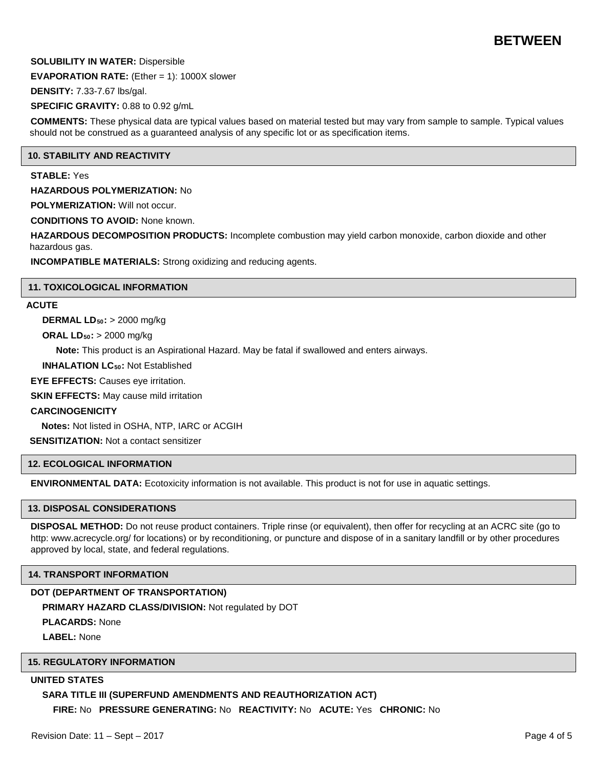**SOLUBILITY IN WATER:** Dispersible

**EVAPORATION RATE:** (Ether = 1): 1000X slower

**DENSITY:** 7.33-7.67 lbs/gal.

**SPECIFIC GRAVITY:** 0.88 to 0.92 g/mL

**COMMENTS:** These physical data are typical values based on material tested but may vary from sample to sample. Typical values should not be construed as a guaranteed analysis of any specific lot or as specification items.

## 10. STABILITY AND REACTIVITY

**STABLE:** Yes

**HAZARDOUS POLYMERIZATION:** No

**POLYMERIZATION:** Will not occur.

**CONDITIONS TO AVOID:** None known.

**HAZARDOUS DECOMPOSITION PRODUCTS:** Incomplete combustion may yield carbon monoxide, carbon dioxide and other hazardous gas.

**INCOMPATIBLE MATERIALS:** Strong oxidizing and reducing agents.

## 11. TOXICOLOGICAL INFORMATION

**ACUTE**

**DERMAL $LD_{50}$:** > 2000 mg/kg

**ORAL $LD_{50}$:** > 2000 mg/kg

**Note:** This product is an Aspirational Hazard. May be fatal if swallowed and enters airways.

**INHALATION $LC_{50}$:** Not Established

**EYE EFFECTS:** Causes eye irritation.

**SKIN EFFECTS:** May cause mild irritation

**CARCINOGENICITY**

**Notes:** Not listed in OSHA, NTP, IARC or ACGIH

**SENSITIZATION:** Not a contact sensitizer

## 12. ECOLOGICAL INFORMATION

**ENVIRONMENTAL DATA:** Ecotoxicity information is not available. This product is not for use in aquatic settings.

## 13. DISPOSAL CONSIDERATIONS

**DISPOSAL METHOD:** Do not reuse product containers. Triple rinse (or equivalent), then offer for recycling at an ACRC site (go to http: www.acrecycle.org/ for locations) or by reconditioning, or puncture and dispose of in a sanitary landfill or by other procedures approved by local, state, and federal regulations.

## 14. TRANSPORT INFORMATION

**DOT (DEPARTMENT OF TRANSPORTATION)**

**PRIMARY HAZARD CLASS/DIVISION:** Not regulated by DOT

**PLACARDS:** None

**LABEL:** None

## 15. REGULATORY INFORMATION

**UNITED STATES**

**SARA TITLE III (SUPERFUND AMENDMENTS AND REAUTHORIZATION ACT)**

**FIRE:** No **PRESSURE GENERATING:** No **REACTIVITY:** No **ACUTE:** Yes **CHRONIC:** No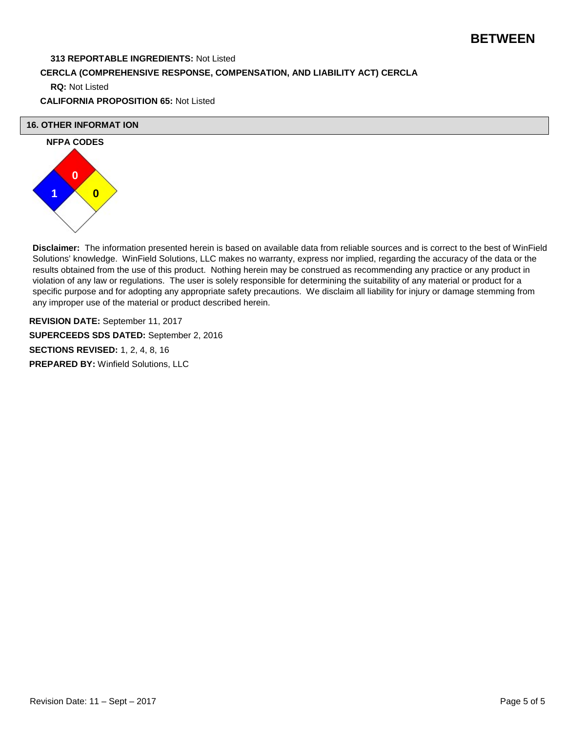**313 REPORTABLE INGREDIENTS:** Not Listed

**CERCLA (COMPREHENSIVE RESPONSE, COMPENSATION, AND LIABILITY ACT) CERCLA**

**RQ:** Not Listed

**CALIFORNIA PROPOSITION 65:** Not Listed

## 16. OTHER INFORMAT ION

**NFPA CODES**

0

1

0

**Disclaimer:** The information presented herein is based on available data from reliable sources and is correct to the best of WinField Solutions' knowledge. WinField Solutions, LLC makes no warranty, express nor implied, regarding the accuracy of the data or the results obtained from the use of this product. Nothing herein may be construed as recommending any practice or any product in violation of any law or regulations. The user is solely responsible for determining the suitability of any material or product for a specific purpose and for adopting any appropriate safety precautions. We disclaim all liability for injury or damage stemming from any improper use of the material or product described herein.

**REVISION DATE:** September 11, 2017

**SUPERCEEDS SDS DATED:** September 2, 2016

**SECTIONS REVISED:** 1, 2, 4, 8, 16

**PREPARED BY:** Winfield Solutions, LLC